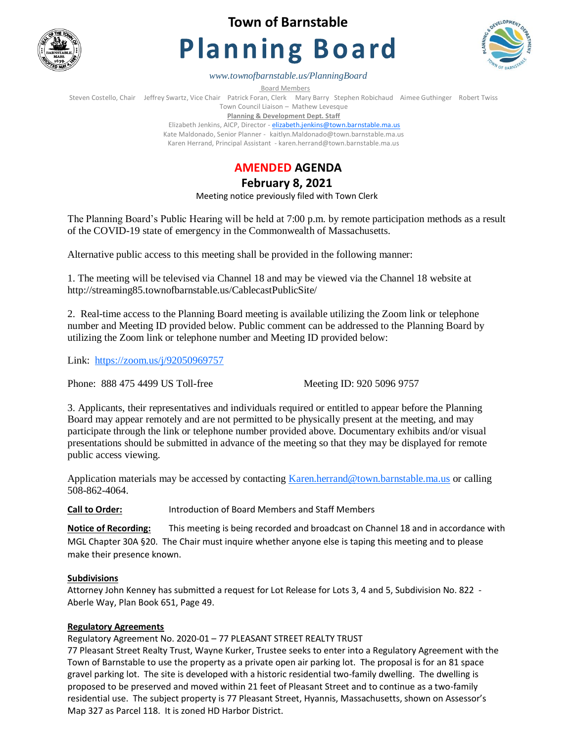# Town of Barnstable

# Planning Board

*www.townofbarnstable.us/PlanningBoard*

Board Members

Steven Costello, Chair    Jeffrey Swartz, Vice Chair    Patrick Foran, Clerk    Mary Barry    Stephen Robichaud    Aimee Guthinger    Robert Twiss

Town Council Liaison – Mathew Levesque

**Planning & Development Dept. Staff**

Elizabeth Jenkins, AICP, Director - elizabeth.jenkins@town.barnstable.ma.us

Kate Maldonado, Senior Planner - kaitlyn.Maldonado@town.barnstable.ma.us

Karen Herrand, Principal Assistant - karen.herrand@town.barnstable.ma.us

## AMENDED AGENDA

## February 8, 2021

Meeting notice previously filed with Town Clerk

The Planning Board's Public Hearing will be held at 7:00 p.m. by remote participation methods as a result of the COVID-19 state of emergency in the Commonwealth of Massachusetts.

Alternative public access to this meeting shall be provided in the following manner:

1. The meeting will be televised via Channel 18 and may be viewed via the Channel 18 website at http://streaming85.townofbarnstable.us/CablecastPublicSite/

2. Real-time access to the Planning Board meeting is available utilizing the Zoom link or telephone number and Meeting ID provided below. Public comment can be addressed to the Planning Board by utilizing the Zoom link or telephone number and Meeting ID provided below:

Link: https://zoom.us/j/92050969757

Phone: 888 475 4499 US Toll-free    Meeting ID: 920 5096 9757

3. Applicants, their representatives and individuals required or entitled to appear before the Planning Board may appear remotely and are not permitted to be physically present at the meeting, and may participate through the link or telephone number provided above. Documentary exhibits and/or visual presentations should be submitted in advance of the meeting so that they may be displayed for remote public access viewing.

Application materials may be accessed by contacting Karen.herrand@town.barnstable.ma.us or calling 508-862-4064.

**Call to Order:** Introduction of Board Members and Staff Members

**Notice of Recording:** This meeting is being recorded and broadcast on Channel 18 and in accordance with MGL Chapter 30A §20. The Chair must inquire whether anyone else is taping this meeting and to please make their presence known.

**Subdivisions**

Attorney John Kenney has submitted a request for Lot Release for Lots 3, 4 and 5, Subdivision No. 822 - Aberle Way, Plan Book 651, Page 49.

**Regulatory Agreements**

Regulatory Agreement No. 2020-01 – 77 PLEASANT STREET REALTY TRUST

77 Pleasant Street Realty Trust, Wayne Kurker, Trustee seeks to enter into a Regulatory Agreement with the Town of Barnstable to use the property as a private open air parking lot. The proposal is for an 81 space gravel parking lot. The site is developed with a historic residential two-family dwelling. The dwelling is proposed to be preserved and moved within 21 feet of Pleasant Street and to continue as a two-family residential use. The subject property is 77 Pleasant Street, Hyannis, Massachusetts, shown on Assessor's Map 327 as Parcel 118. It is zoned HD Harbor District.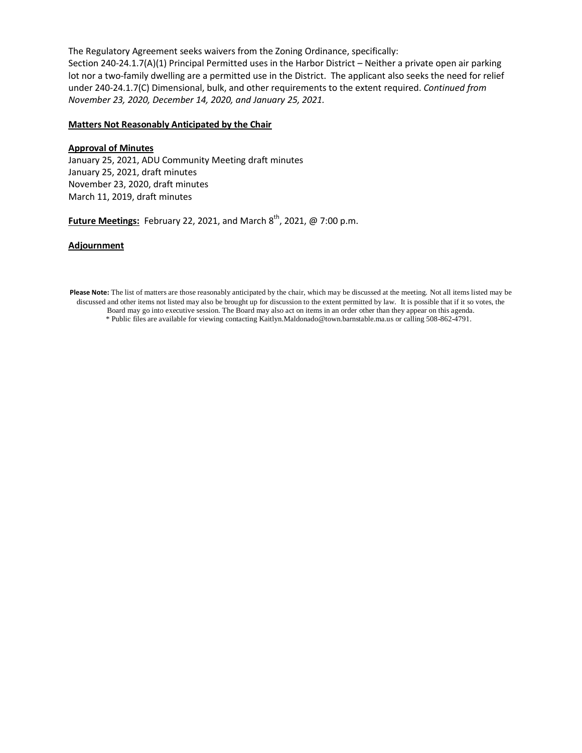The Regulatory Agreement seeks waivers from the Zoning Ordinance, specifically:
Section 240-24.1.7(A)(1) Principal Permitted uses in the Harbor District – Neither a private open air parking lot nor a two-family dwelling are a permitted use in the District. The applicant also seeks the need for relief under 240-24.1.7(C) Dimensional, bulk, and other requirements to the extent required. *Continued from November 23, 2020, December 14, 2020, and January 25, 2021.*

**Matters Not Reasonably Anticipated by the Chair**

**Approval of Minutes**

January 25, 2021, ADU Community Meeting draft minutes
January 25, 2021, draft minutes
November 23, 2020, draft minutes
March 11, 2019, draft minutes

**Future Meetings:** February 22, 2021, and March 8th, 2021, @ 7:00 p.m.

**Adjournment**

**Please Note:** The list of matters are those reasonably anticipated by the chair, which may be discussed at the meeting. Not all items listed may be discussed and other items not listed may also be brought up for discussion to the extent permitted by law. It is possible that if it so votes, the Board may go into executive session. The Board may also act on items in an order other than they appear on this agenda.
* Public files are available for viewing contacting Kaitlyn.Maldonado@town.barnstable.ma.us or calling 508-862-4791.